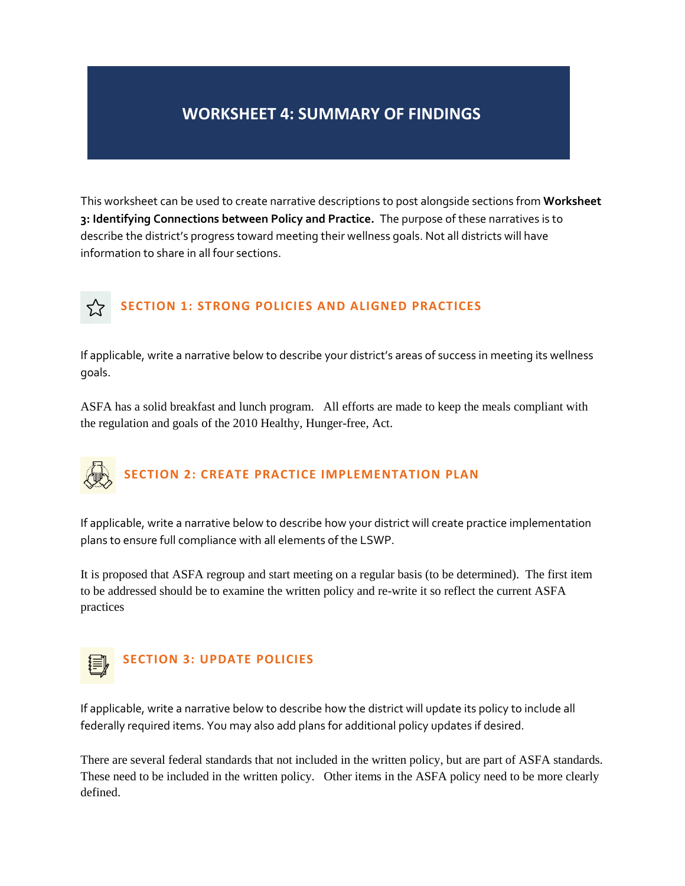# WORKSHEET 4: SUMMARY OF FINDINGS

This worksheet can be used to create narrative descriptions to post alongside sections from **Worksheet 3: Identifying Connections between Policy and Practice.** The purpose of these narratives is to describe the district's progress toward meeting their wellness goals. Not all districts will have information to share in all four sections.

## SECTION 1: STRONG POLICIES AND ALIGNED PRACTICES

If applicable, write a narrative below to describe your district's areas of success in meeting its wellness goals.

ASFA has a solid breakfast and lunch program. All efforts are made to keep the meals compliant with the regulation and goals of the 2010 Healthy, Hunger-free, Act.

## SECTION 2: CREATE PRACTICE IMPLEMENTATION PLAN

If applicable, write a narrative below to describe how your district will create practice implementation plans to ensure full compliance with all elements of the LSWP.

It is proposed that ASFA regroup and start meeting on a regular basis (to be determined). The first item to be addressed should be to examine the written policy and re-write it so reflect the current ASFA practices

## SECTION 3: UPDATE POLICIES

If applicable, write a narrative below to describe how the district will update its policy to include all federally required items. You may also add plans for additional policy updates if desired.

There are several federal standards that not included in the written policy, but are part of ASFA standards. These need to be included in the written policy. Other items in the ASFA policy need to be more clearly defined.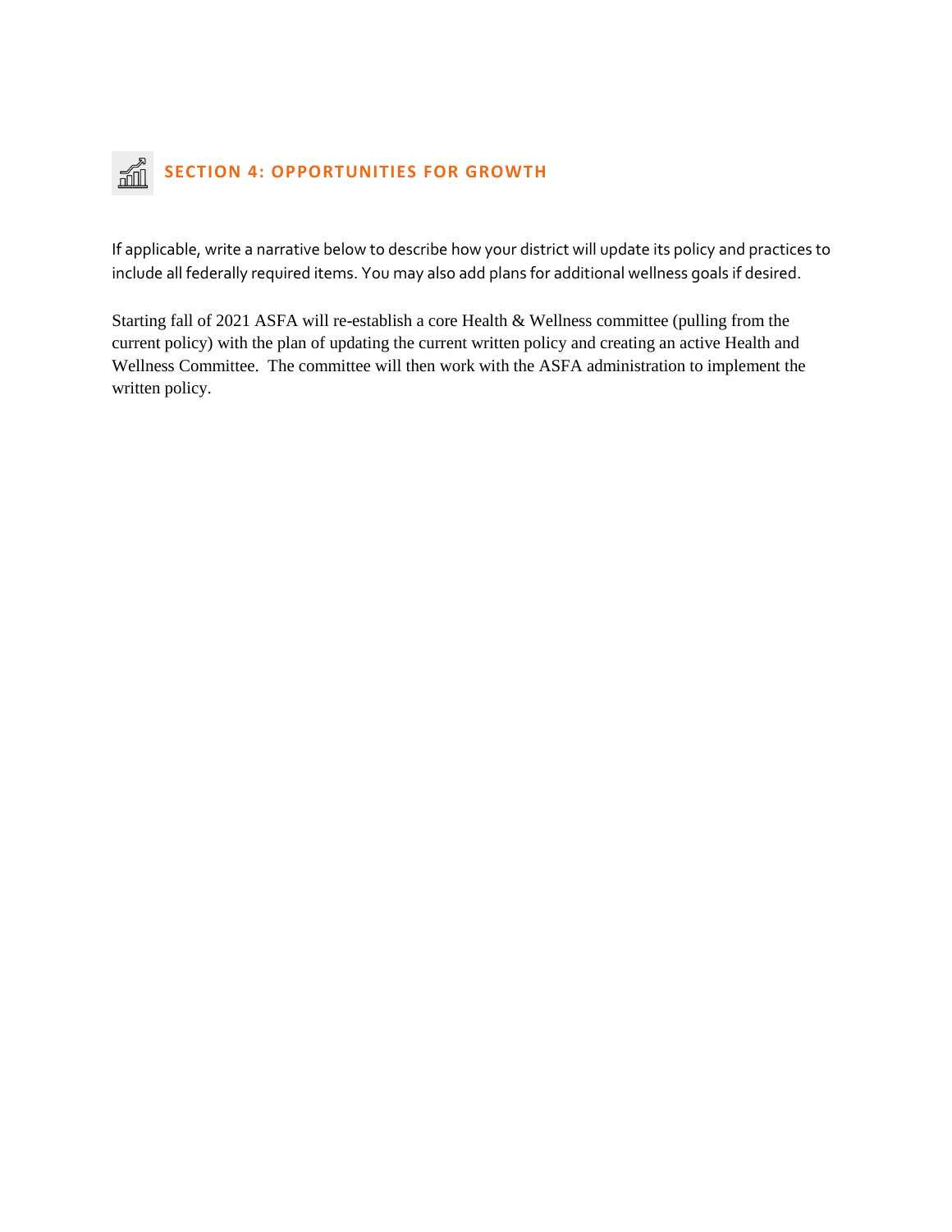## SECTION 4: OPPORTUNITIES FOR GROWTH

If applicable, write a narrative below to describe how your district will update its policy and practices to include all federally required items. You may also add plans for additional wellness goals if desired.

Starting fall of 2021 ASFA will re-establish a core Health & Wellness committee (pulling from the current policy) with the plan of updating the current written policy and creating an active Health and Wellness Committee. The committee will then work with the ASFA administration to implement the written policy.